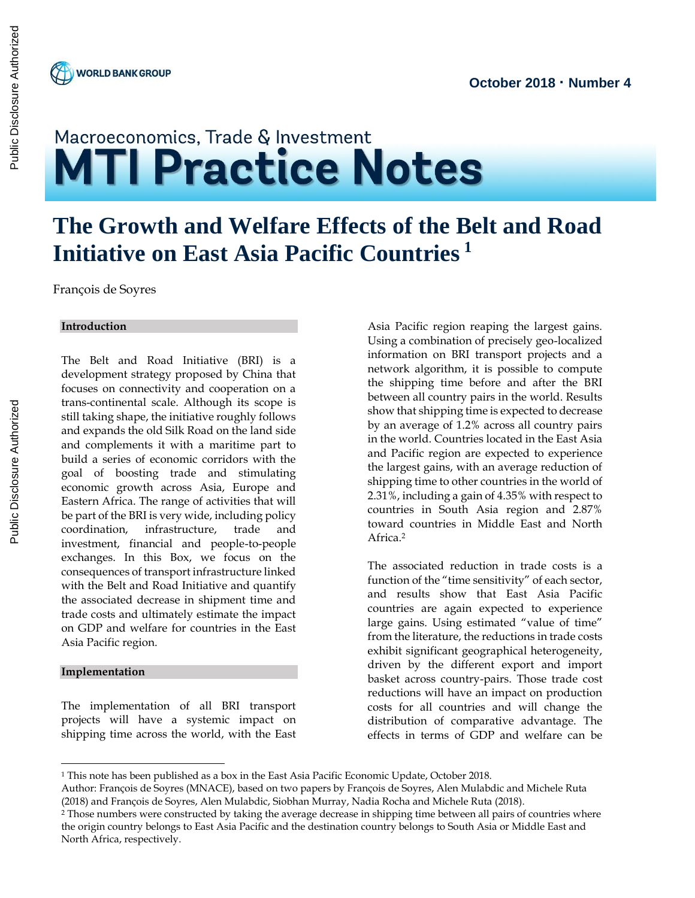October 2018 · Number 4

Macroeconomics, Trade & Investment

# MTI Practice Notes

## The Growth and Welfare Effects of the Belt and Road Initiative on East Asia Pacific Countries [1]

François de Soyres

### Introduction

The Belt and Road Initiative (BRI) is a development strategy proposed by China that focuses on connectivity and cooperation on a trans-continental scale. Although its scope is still taking shape, the initiative roughly follows and expands the old Silk Road on the land side and complements it with a maritime part to build a series of economic corridors with the goal of boosting trade and stimulating economic growth across Asia, Europe and Eastern Africa. The range of activities that will be part of the BRI is very wide, including policy coordination, infrastructure, trade and investment, financial and people-to-people exchanges. In this Box, we focus on the consequences of transport infrastructure linked with the Belt and Road Initiative and quantify the associated decrease in shipment time and trade costs and ultimately estimate the impact on GDP and welfare for countries in the East Asia Pacific region.

### Implementation

The implementation of all BRI transport projects will have a systemic impact on shipping time across the world, with the East Asia Pacific region reaping the largest gains. Using a combination of precisely geo-localized information on BRI transport projects and a network algorithm, it is possible to compute the shipping time before and after the BRI between all country pairs in the world. Results show that shipping time is expected to decrease by an average of 1.2% across all country pairs in the world. Countries located in the East Asia and Pacific region are expected to experience the largest gains, with an average reduction of shipping time to other countries in the world of 2.31%, including a gain of 4.35% with respect to countries in South Asia region and 2.87% toward countries in Middle East and North Africa.[2]

The associated reduction in trade costs is a function of the "time sensitivity" of each sector, and results show that East Asia Pacific countries are again expected to experience large gains. Using estimated "value of time" from the literature, the reductions in trade costs exhibit significant geographical heterogeneity, driven by the different export and import basket across country-pairs. Those trade cost reductions will have an impact on production costs for all countries and will change the distribution of comparative advantage. The effects in terms of GDP and welfare can be

---

[1] This note has been published as a box in the East Asia Pacific Economic Update, October 2018.
Author: François de Soyres (MNACE), based on two papers by François de Soyres, Alen Mulabdic and Michele Ruta (2018) and François de Soyres, Alen Mulabdic, Siobhan Murray, Nadia Rocha and Michele Ruta (2018).

[2] Those numbers were constructed by taking the average decrease in shipping time between all pairs of countries where the origin country belongs to East Asia Pacific and the destination country belongs to South Asia or Middle East and North Africa, respectively.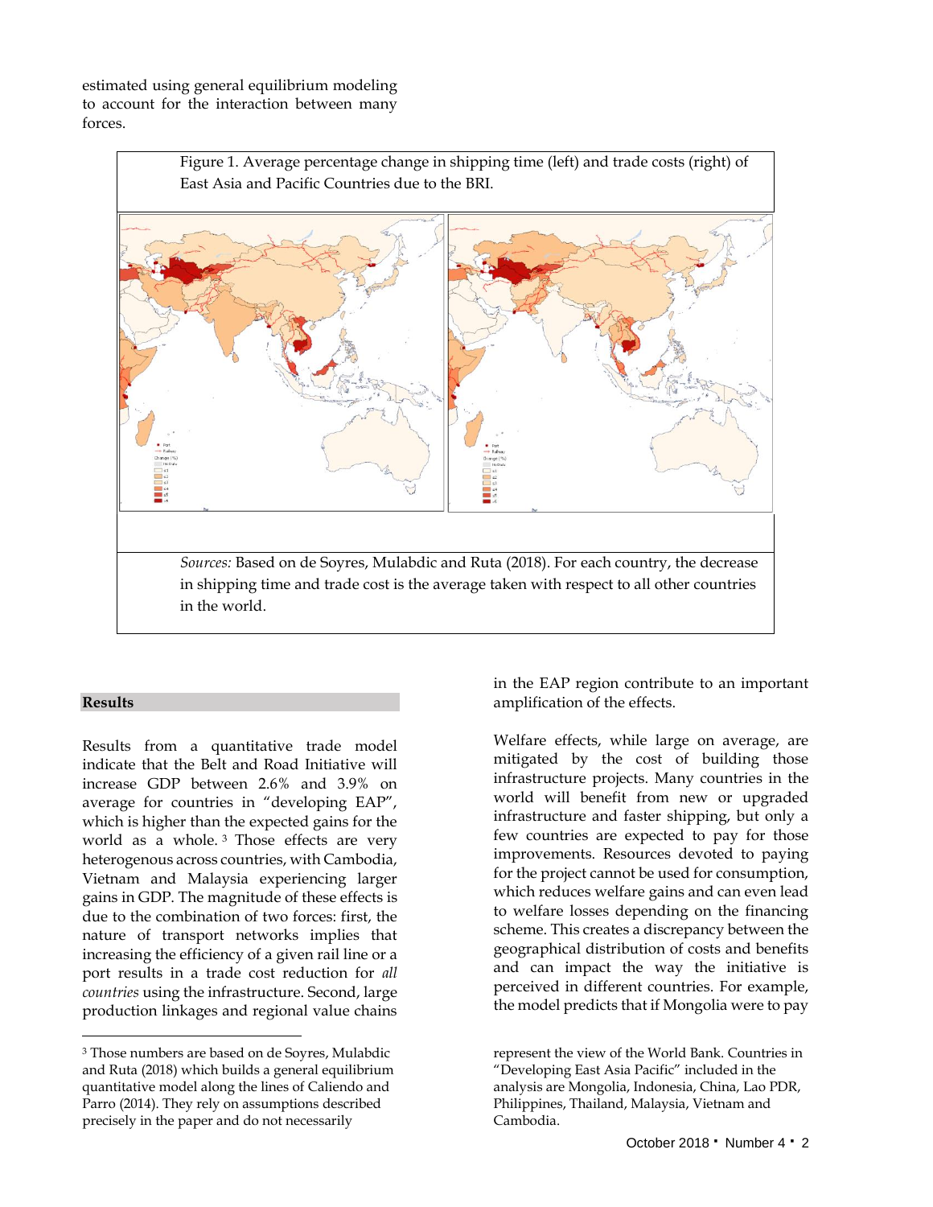estimated using general equilibrium modeling to account for the interaction between many forces.

Figure 1. Average percentage change in shipping time (left) and trade costs (right) of East Asia and Pacific Countries due to the BRI.

*Sources:* Based on de Soyres, Mulabdic and Ruta (2018). For each country, the decrease in shipping time and trade cost is the average taken with respect to all other countries in the world.

## Results

Results from a quantitative trade model indicate that the Belt and Road Initiative will increase GDP between 2.6% and 3.9% on average for countries in "developing EAP", which is higher than the expected gains for the world as a whole.[3] Those effects are very heterogenous across countries, with Cambodia, Vietnam and Malaysia experiencing larger gains in GDP. The magnitude of these effects is due to the combination of two forces: first, the nature of transport networks implies that increasing the efficiency of a given rail line or a port results in a trade cost reduction for *all countries* using the infrastructure. Second, large production linkages and regional value chains in the EAP region contribute to an important amplification of the effects.

Welfare effects, while large on average, are mitigated by the cost of building those infrastructure projects. Many countries in the world will benefit from new or upgraded infrastructure and faster shipping, but only a few countries are expected to pay for those improvements. Resources devoted to paying for the project cannot be used for consumption, which reduces welfare gains and can even lead to welfare losses depending on the financing scheme. This creates a discrepancy between the geographical distribution of costs and benefits and can impact the way the initiative is perceived in different countries. For example, the model predicts that if Mongolia were to pay

[3] Those numbers are based on de Soyres, Mulabdic and Ruta (2018) which builds a general equilibrium quantitative model along the lines of Caliendo and Parro (2014). They rely on assumptions described precisely in the paper and do not necessarily represent the view of the World Bank. Countries in "Developing East Asia Pacific" included in the analysis are Mongolia, Indonesia, China, Lao PDR, Philippines, Thailand, Malaysia, Vietnam and Cambodia.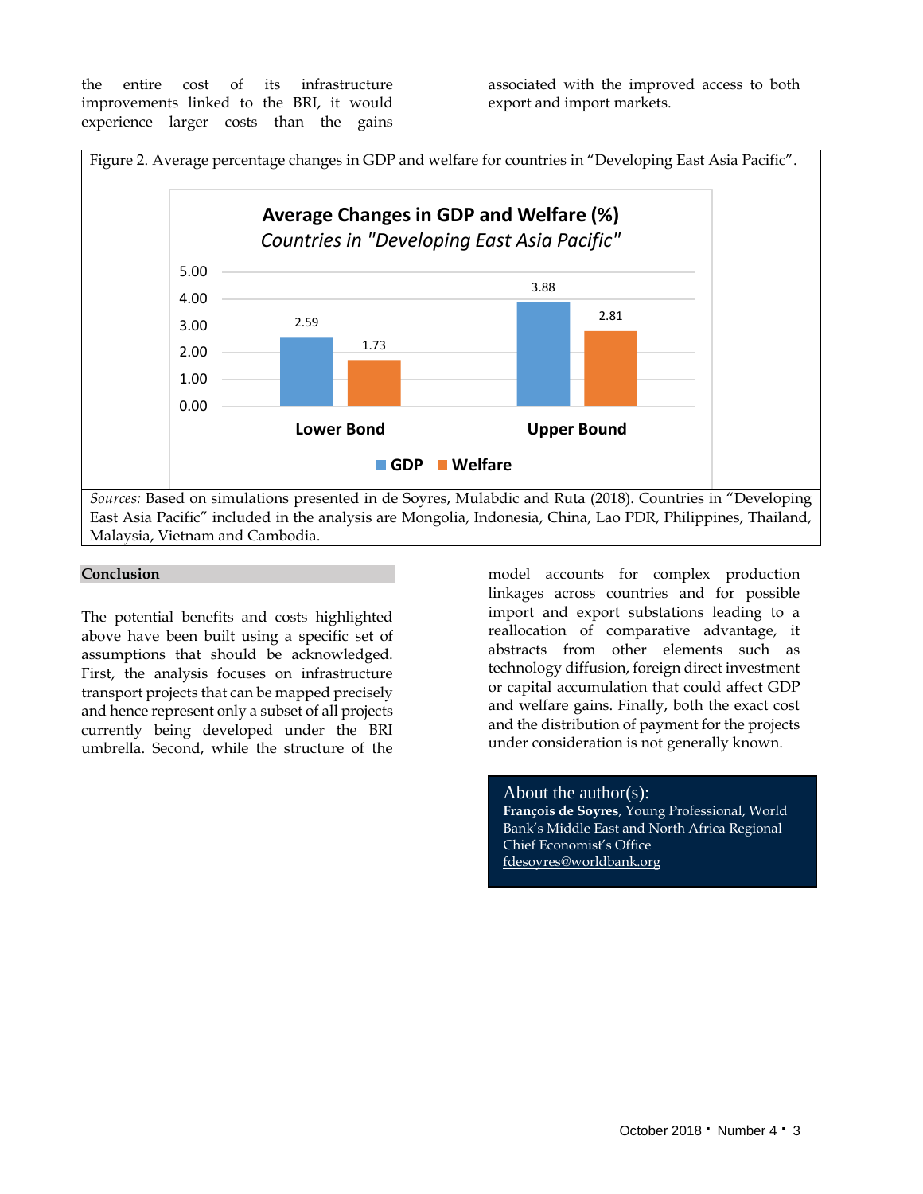the entire cost of its infrastructure improvements linked to the BRI, it would experience larger costs than the gains associated with the improved access to both export and import markets.

Figure 2. Average percentage changes in GDP and welfare for countries in "Developing East Asia Pacific".

| | GDP | Welfare |
|---|---|---|
| Lower Bond | 2.59 | 1.73 |
| Upper Bound | 3.88 | 2.81 |

*Sources:* Based on simulations presented in de Soyres, Mulabdic and Ruta (2018). Countries in "Developing East Asia Pacific" included in the analysis are Mongolia, Indonesia, China, Lao PDR, Philippines, Thailand, Malaysia, Vietnam and Cambodia.

## Conclusion

The potential benefits and costs highlighted above have been built using a specific set of assumptions that should be acknowledged. First, the analysis focuses on infrastructure transport projects that can be mapped precisely and hence represent only a subset of all projects currently being developed under the BRI umbrella. Second, while the structure of the model accounts for complex production linkages across countries and for possible import and export substations leading to a reallocation of comparative advantage, it abstracts from other elements such as technology diffusion, foreign direct investment or capital accumulation that could affect GDP and welfare gains. Finally, both the exact cost and the distribution of payment for the projects under consideration is not generally known.

About the author(s):

**François de Soyres**, Young Professional, World Bank's Middle East and North Africa Regional Chief Economist's Office
fdesoyres@worldbank.org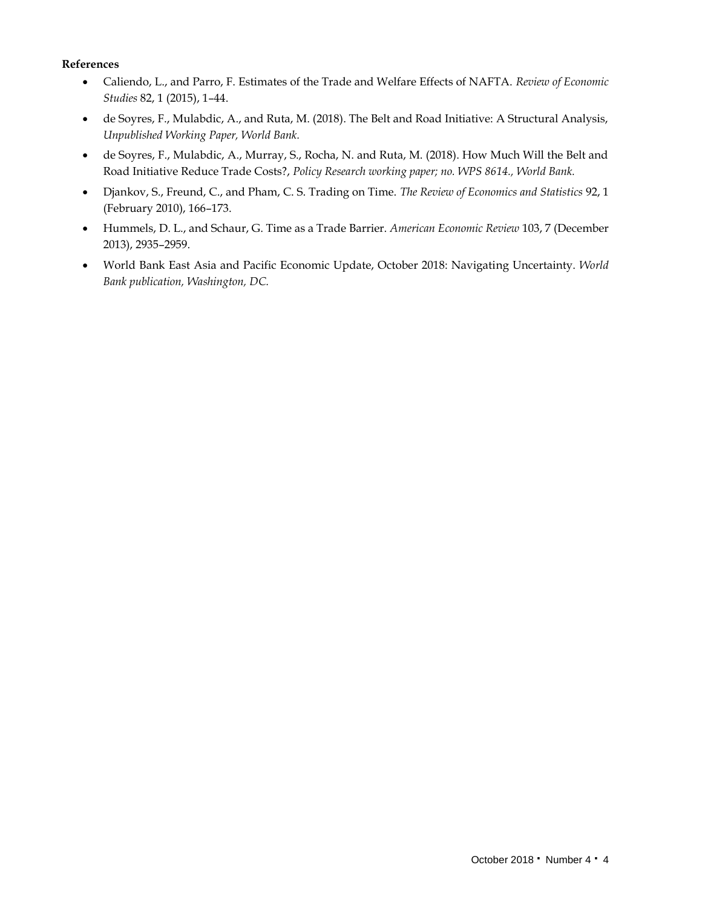**References**

- Caliendo, L., and Parro, F. Estimates of the Trade and Welfare Effects of NAFTA. *Review of Economic Studies* 82, 1 (2015), 1–44.
- de Soyres, F., Mulabdic, A., and Ruta, M. (2018). The Belt and Road Initiative: A Structural Analysis, *Unpublished Working Paper, World Bank.*
- de Soyres, F., Mulabdic, A., Murray, S., Rocha, N. and Ruta, M. (2018). How Much Will the Belt and Road Initiative Reduce Trade Costs?, *Policy Research working paper; no. WPS 8614., World Bank.*
- Djankov, S., Freund, C., and Pham, C. S. Trading on Time. *The Review of Economics and Statistics* 92, 1 (February 2010), 166–173.
- Hummels, D. L., and Schaur, G. Time as a Trade Barrier. *American Economic Review* 103, 7 (December 2013), 2935–2959.
- World Bank East Asia and Pacific Economic Update, October 2018: Navigating Uncertainty. *World Bank publication, Washington, DC.*